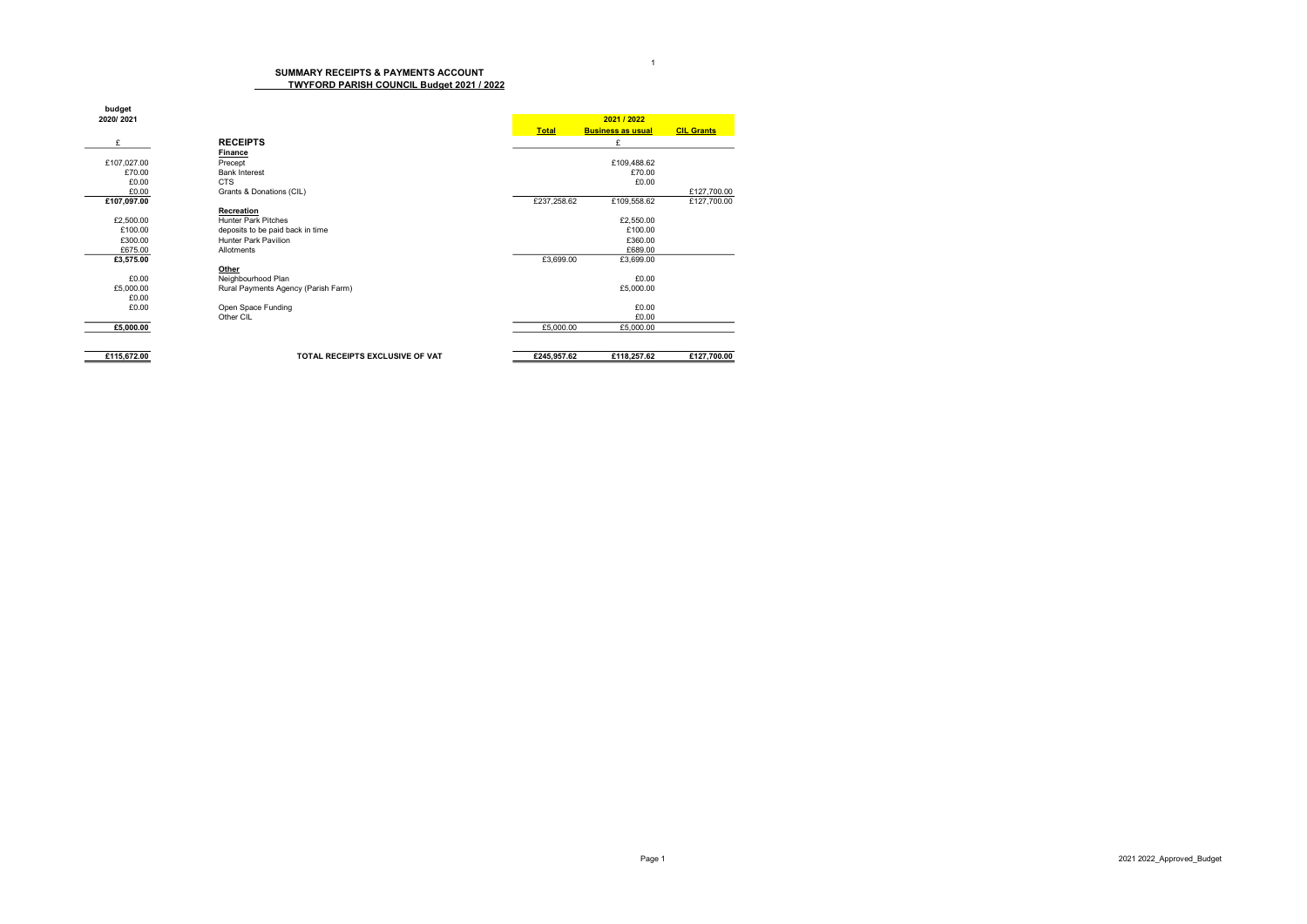## SUMMARY RECEIPTS & PAYMENTS ACCOUNT

### TWYFORD PARISH COUNCIL Budget 2021 / 2022

| budget 2020/ 2021 | | 2021 / 2022 | | |
|---|---|---|---|---|
| | | **Total** | **Business as usual** | **CIL Grants** |
| £ | **RECEIPTS** | | £ | |
| | **Finance** | | | |
| £107,027.00 | Precept | | £109,488.62 | |
| £70.00 | Bank Interest | | £70.00 | |
| £0.00 | CTS | | £0.00 | |
| £0.00 | Grants & Donations (CIL) | | | £127,700.00 |
| **£107,097.00** | | £237,258.62 | £109,558.62 | £127,700.00 |
| | **Recreation** | | | |
| £2,500.00 | Hunter Park Pitches | | £2,550.00 | |
| £100.00 | deposits to be paid back in time | | £100.00 | |
| £300.00 | Hunter Park Pavilion | | £360.00 | |
| £675.00 | Allotments | | £689.00 | |
| **£3,575.00** | | £3,699.00 | £3,699.00 | |
| | **Other** | | | |
| £0.00 | Neighbourhood Plan | | £0.00 | |
| £5,000.00 | Rural Payments Agency (Parish Farm) | | £5,000.00 | |
| £0.00 | | | | |
| £0.00 | Open Space Funding | | £0.00 | |
| | Other CIL | | £0.00 | |
| **£5,000.00** | | £5,000.00 | £5,000.00 | |
| **£115,672.00** | **TOTAL RECEIPTS EXCLUSIVE OF VAT** | **£245,957.62** | **£118,257.62** | **£127,700.00** |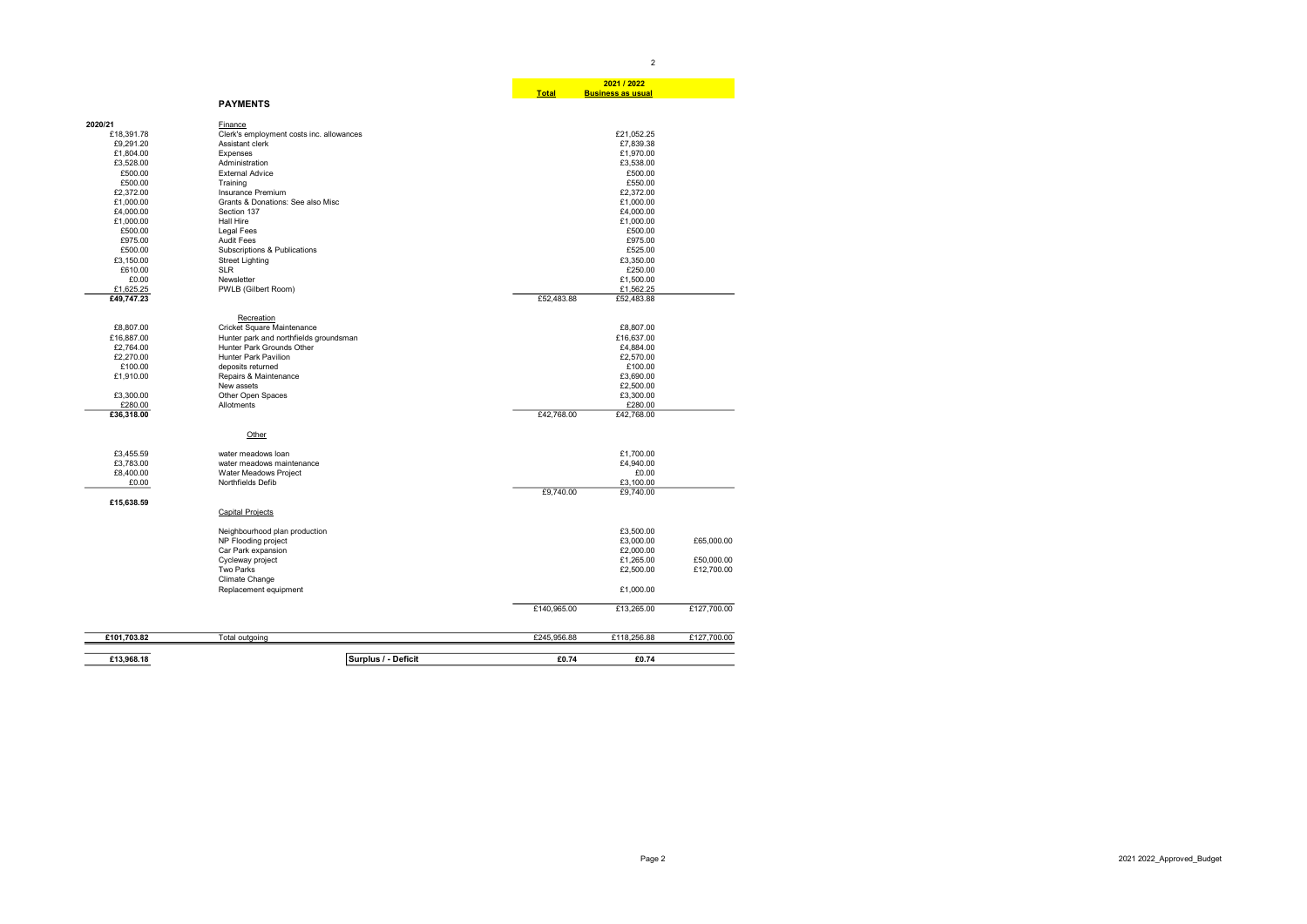## PAYMENTS

| 2020/21 | | Total | 2021 / 2022 Business as usual | |
|---|---|---|---|---|
| | **Finance** | | | |
| £18,391.78 | Clerk's employment costs inc. allowances | | £21,052.25 | |
| £9,291.20 | Assistant clerk | | £7,839.38 | |
| £1,804.00 | Expenses | | £1,970.00 | |
| £3,528.00 | Administration | | £3,538.00 | |
| £500.00 | External Advice | | £500.00 | |
| £500.00 | Training | | £550.00 | |
| £2,372.00 | Insurance Premium | | £2,372.00 | |
| £1,000.00 | Grants & Donations: See also Misc | | £1,000.00 | |
| £4,000.00 | Section 137 | | £4,000.00 | |
| £1,000.00 | Hall Hire | | £1,000.00 | |
| £500.00 | Legal Fees | | £500.00 | |
| £975.00 | Audit Fees | | £975.00 | |
| £500.00 | Subscriptions & Publications | | £525.00 | |
| £3,150.00 | Street Lighting | | £3,350.00 | |
| £610.00 | SLR | | £250.00 | |
| £0.00 | Newsletter | | £1,500.00 | |
| £1,625.25 | PWLB (Gilbert Room) | | £1,562.25 | |
| **£49,747.23** | | £52,483.88 | £52,483.88 | |
| | **Recreation** | | | |
| £8,807.00 | Cricket Square Maintenance | | £8,807.00 | |
| £16,887.00 | Hunter park and northfields groundsman | | £16,637.00 | |
| £2,764.00 | Hunter Park Grounds Other | | £4,884.00 | |
| £2,270.00 | Hunter Park Pavilion | | £2,570.00 | |
| £100.00 | deposits returned | | £100.00 | |
| £1,910.00 | Repairs & Maintenance | | £3,690.00 | |
| | New assets | | £2,500.00 | |
| £3,300.00 | Other Open Spaces | | £3,300.00 | |
| £280.00 | Allotments | | £280.00 | |
| **£36,318.00** | | £42,768.00 | £42,768.00 | |
| | **Other** | | | |
| £3,455.59 | water meadows loan | | £1,700.00 | |
| £3,783.00 | water meadows maintenance | | £4,940.00 | |
| £8,400.00 | Water Meadows Project | | £0.00 | |
| £0.00 | Northfields Defib | | £3,100.00 | |
| | | £9,740.00 | £9,740.00 | |
| **£15,638.59** | | | | |
| | **Capital Projects** | | | |
| | Neighbourhood plan production | | £3,500.00 | |
| | NP Flooding project | | £3,000.00 | £65,000.00 |
| | Car Park expansion | | £2,000.00 | |
| | Cycleway project | | £1,265.00 | £50,000.00 |
| | Two Parks | | £2,500.00 | £12,700.00 |
| | Climate Change | | | |
| | Replacement equipment | | £1,000.00 | |
| | | £140,965.00 | £13,265.00 | £127,700.00 |
| **£101,703.82** | Total outgoing | £245,956.88 | £118,256.88 | £127,700.00 |
| **£13,968.18** | **Surplus / - Deficit** | **£0.74** | **£0.74** | |